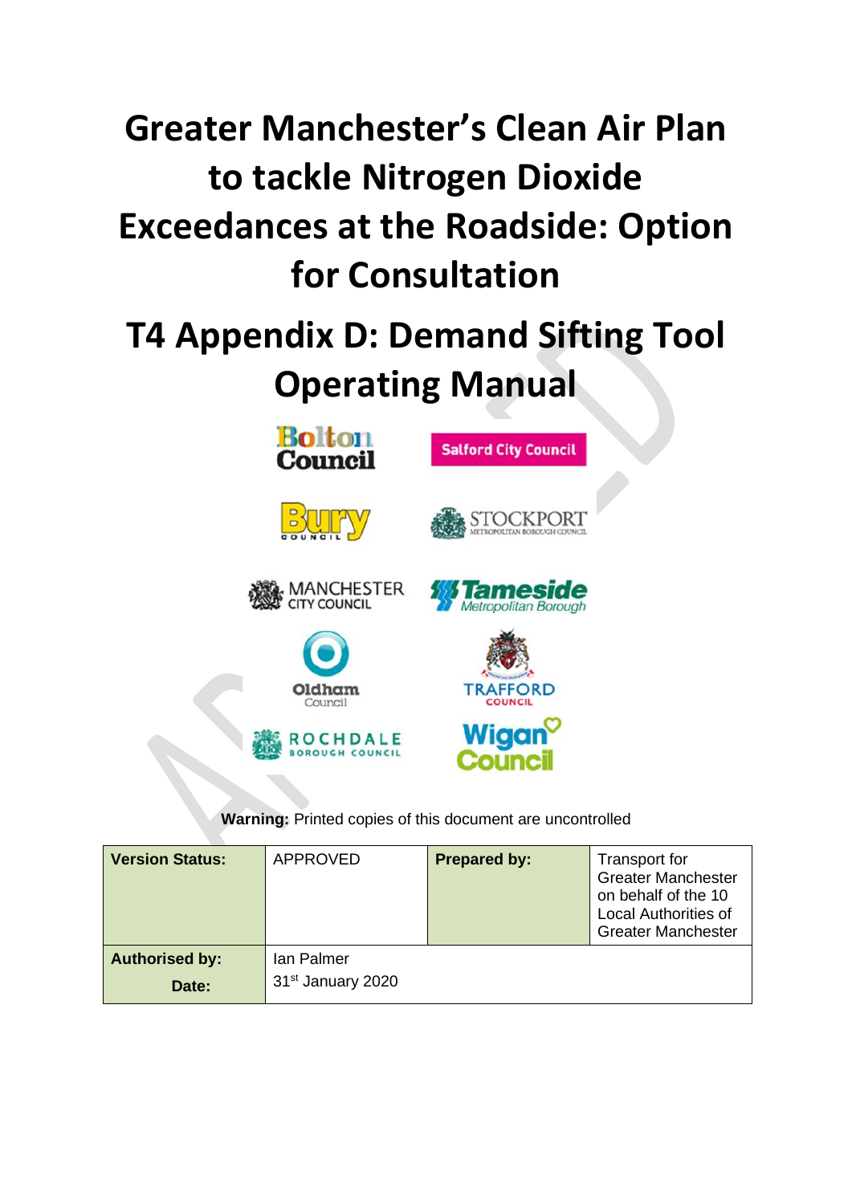# Greater Manchester's Clean Air Plan to tackle Nitrogen Dioxide Exceedances at the Roadside: Option for Consultation

# T4 Appendix D: Demand Sifting Tool Operating Manual

Bolton Council

Salford City Council

Bury Council

Stockport Metropolitan Borough Council

Manchester City Council

Tameside Metropolitan Borough

Oldham Council

Trafford Council

Rochdale Borough Council

Wigan Council

**Warning:** Printed copies of this document are uncontrolled

| **Version Status:** | APPROVED | **Prepared by:** | Transport for Greater Manchester on behalf of the 10 Local Authorities of Greater Manchester |
|---|---|---|---|
| **Authorised by:**<br>**Date:** | Ian Palmer<br>31st January 2020 | | |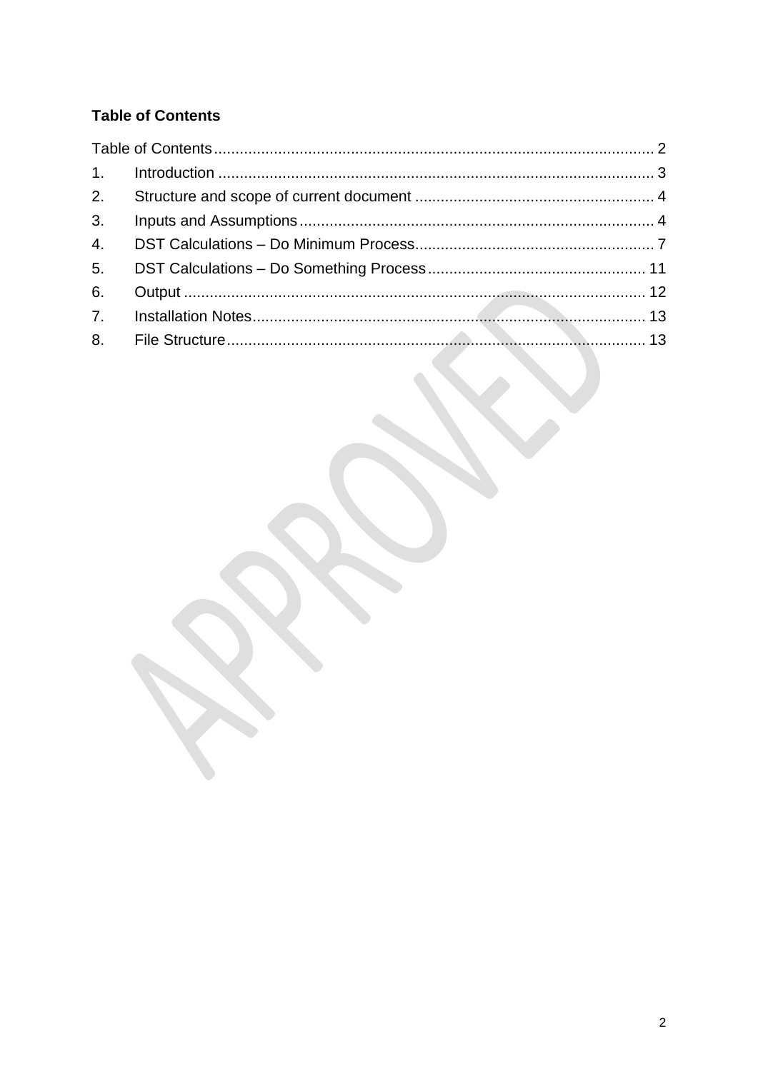**Table of Contents**

Table of Contents ........................................................................................................ 2

1. Introduction ........................................................................................................ 3
2. Structure and scope of current document ........................................................ 4
3. Inputs and Assumptions ..................................................................................... 4
4. DST Calculations – Do Minimum Process.......................................................... 7
5. DST Calculations – Do Something Process ...................................................... 11
6. Output ................................................................................................................ 12
7. Installation Notes................................................................................................ 13
8. File Structure...................................................................................................... 13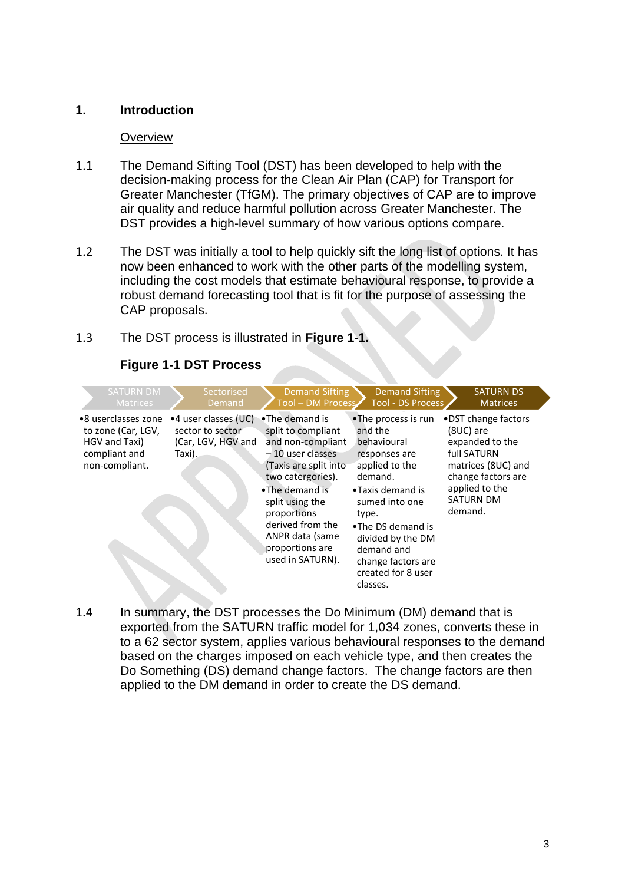## 1. Introduction

### Overview

1.1 The Demand Sifting Tool (DST) has been developed to help with the decision-making process for the Clean Air Plan (CAP) for Transport for Greater Manchester (TfGM). The primary objectives of CAP are to improve air quality and reduce harmful pollution across Greater Manchester. The DST provides a high-level summary of how various options compare.

1.2 The DST was initially a tool to help quickly sift the long list of options. It has now been enhanced to work with the other parts of the modelling system, including the cost models that estimate behavioural response, to provide a robust demand forecasting tool that is fit for the purpose of assessing the CAP proposals.

1.3 The DST process is illustrated in **Figure 1-1.**

**Figure 1-1 DST Process**

| SATURN DM Matrices | Sectorised Demand | Demand Sifting Tool – DM Process | Demand Sifting Tool - DS Process | SATURN DS Matrices |
|---|---|---|---|---|
| • 8 userclasses zone to zone (Car, LGV, HGV and Taxi) compliant and non-compliant. | • 4 user classes (UC) sector to sector (Car, LGV, HGV and Taxi). | • The demand is split to compliant and non-compliant – 10 user classes (Taxis are split into two catergories). • The demand is split using the proportions derived from the ANPR data (same proportions are used in SATURN). | • The process is run and the behavioural responses are applied to the demand. • Taxis demand is sumed into one type. • The DS demand is divided by the DM demand and change factors are created for 8 user classes. | • DST change factors (8UC) are expanded to the full SATURN matrices (8UC) and change factors are applied to the SATURN DM demand. |

1.4 In summary, the DST processes the Do Minimum (DM) demand that is exported from the SATURN traffic model for 1,034 zones, converts these in to a 62 sector system, applies various behavioural responses to the demand based on the charges imposed on each vehicle type, and then creates the Do Something (DS) demand change factors. The change factors are then applied to the DM demand in order to create the DS demand.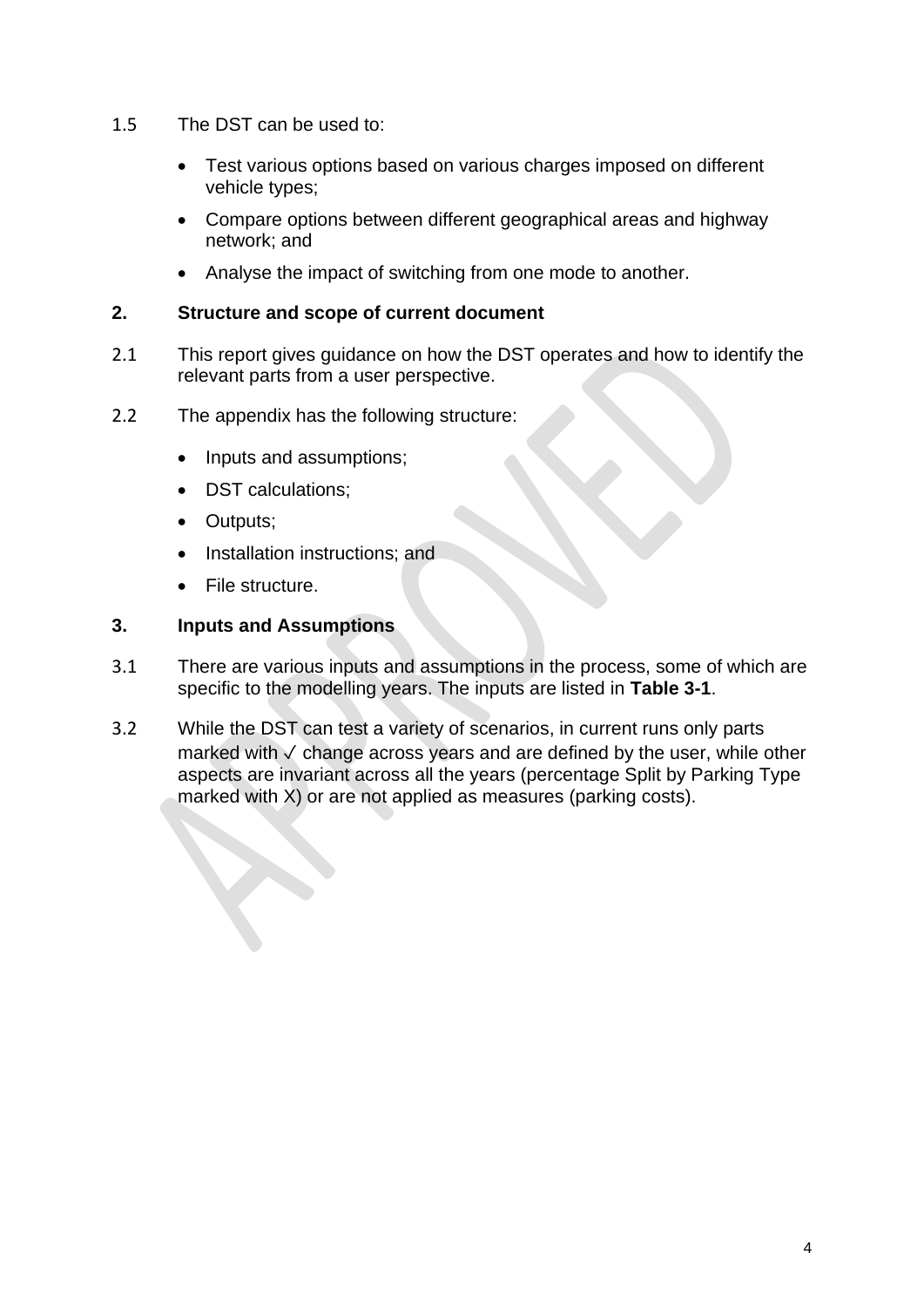1.5 The DST can be used to:

- Test various options based on various charges imposed on different vehicle types;
- Compare options between different geographical areas and highway network; and
- Analyse the impact of switching from one mode to another.

## 2. Structure and scope of current document

2.1 This report gives guidance on how the DST operates and how to identify the relevant parts from a user perspective.

2.2 The appendix has the following structure:

- Inputs and assumptions;
- DST calculations;
- Outputs;
- Installation instructions; and
- File structure.

## 3. Inputs and Assumptions

3.1 There are various inputs and assumptions in the process, some of which are specific to the modelling years. The inputs are listed in **Table 3-1**.

3.2 While the DST can test a variety of scenarios, in current runs only parts marked with ✓ change across years and are defined by the user, while other aspects are invariant across all the years (percentage Split by Parking Type marked with X) or are not applied as measures (parking costs).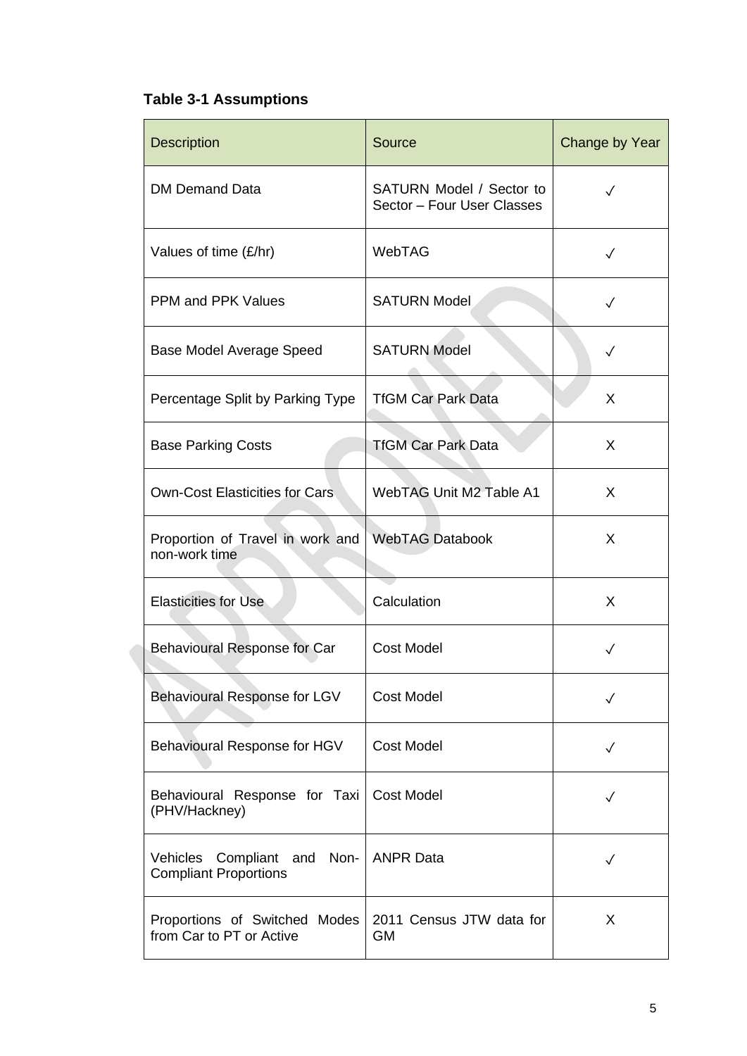**Table 3-1 Assumptions**

| Description | Source | Change by Year |
|---|---|---|
| DM Demand Data | SATURN Model / Sector to Sector – Four User Classes | ✓ |
| Values of time (£/hr) | WebTAG | ✓ |
| PPM and PPK Values | SATURN Model | ✓ |
| Base Model Average Speed | SATURN Model | ✓ |
| Percentage Split by Parking Type | TfGM Car Park Data | X |
| Base Parking Costs | TfGM Car Park Data | X |
| Own-Cost Elasticities for Cars | WebTAG Unit M2 Table A1 | X |
| Proportion of Travel in work and non-work time | WebTAG Databook | X |
| Elasticities for Use | Calculation | X |
| Behavioural Response for Car | Cost Model | ✓ |
| Behavioural Response for LGV | Cost Model | ✓ |
| Behavioural Response for HGV | Cost Model | ✓ |
| Behavioural Response for Taxi (PHV/Hackney) | Cost Model | ✓ |
| Vehicles Compliant and Non-Compliant Proportions | ANPR Data | ✓ |
| Proportions of Switched Modes from Car to PT or Active | 2011 Census JTW data for GM | X |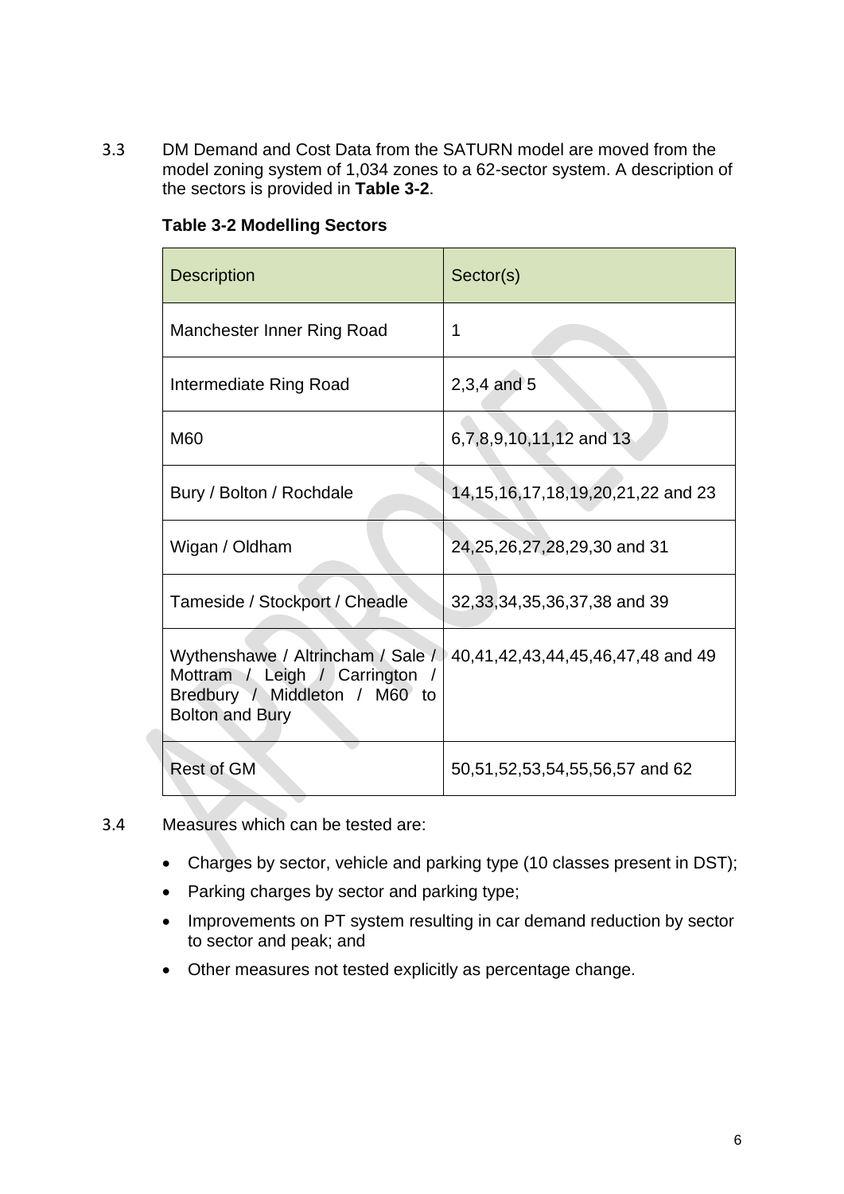3.3 DM Demand and Cost Data from the SATURN model are moved from the model zoning system of 1,034 zones to a 62-sector system. A description of the sectors is provided in **Table 3-2**.

**Table 3-2 Modelling Sectors**

| Description | Sector(s) |
| --- | --- |
| Manchester Inner Ring Road | 1 |
| Intermediate Ring Road | 2,3,4 and 5 |
| M60 | 6,7,8,9,10,11,12 and 13 |
| Bury / Bolton / Rochdale | 14,15,16,17,18,19,20,21,22 and 23 |
| Wigan / Oldham | 24,25,26,27,28,29,30 and 31 |
| Tameside / Stockport / Cheadle | 32,33,34,35,36,37,38 and 39 |
| Wythenshawe / Altrincham / Sale / Mottram / Leigh / Carrington / Bredbury / Middleton / M60 to Bolton and Bury | 40,41,42,43,44,45,46,47,48 and 49 |
| Rest of GM | 50,51,52,53,54,55,56,57 and 62 |

3.4 Measures which can be tested are:

- Charges by sector, vehicle and parking type (10 classes present in DST);
- Parking charges by sector and parking type;
- Improvements on PT system resulting in car demand reduction by sector to sector and peak; and
- Other measures not tested explicitly as percentage change.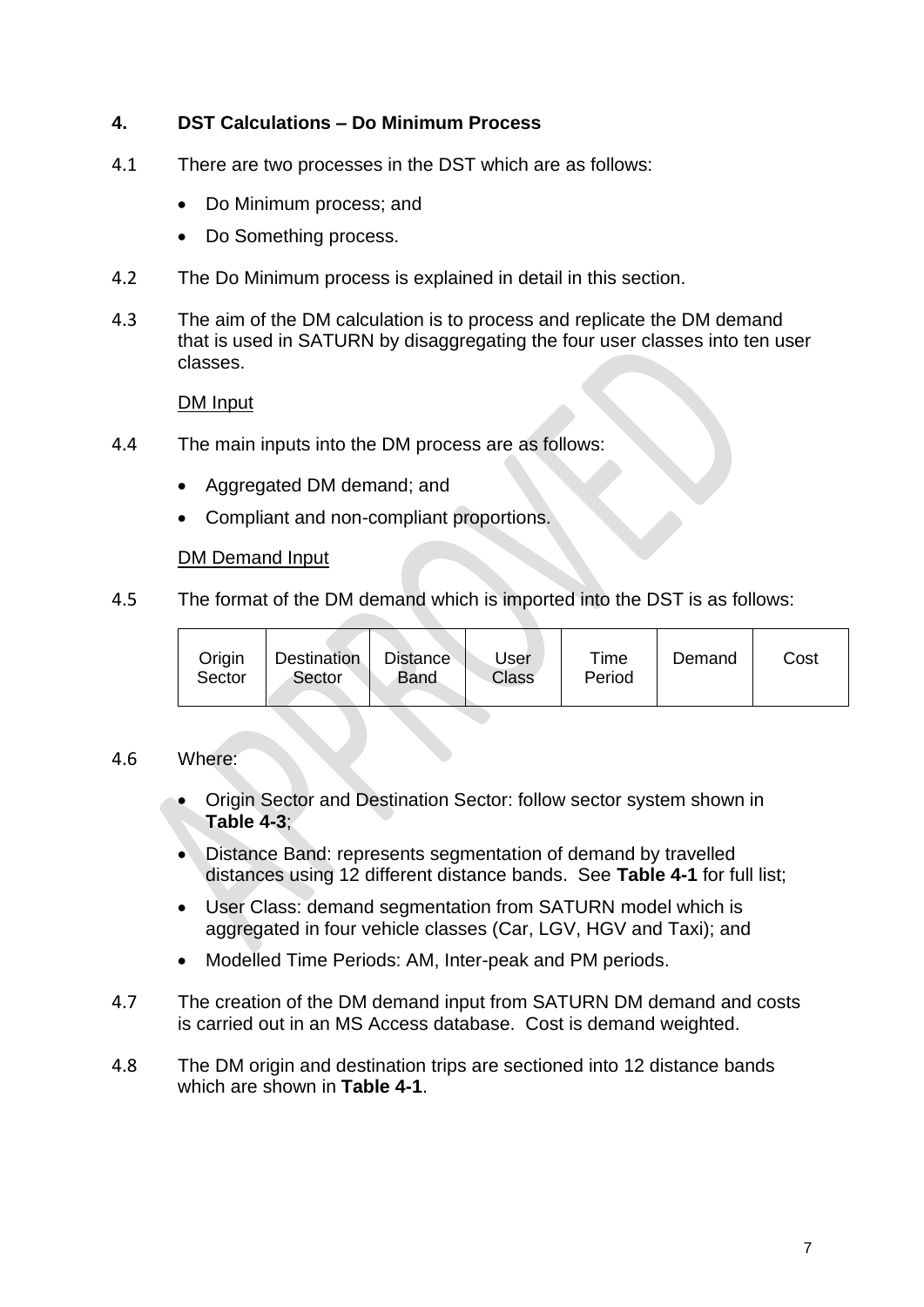## 4. DST Calculations – Do Minimum Process

4.1 There are two processes in the DST which are as follows:

- Do Minimum process; and
- Do Something process.

4.2 The Do Minimum process is explained in detail in this section.

4.3 The aim of the DM calculation is to process and replicate the DM demand that is used in SATURN by disaggregating the four user classes into ten user classes.

<u>DM Input</u>

4.4 The main inputs into the DM process are as follows:

- Aggregated DM demand; and
- Compliant and non-compliant proportions.

<u>DM Demand Input</u>

4.5 The format of the DM demand which is imported into the DST is as follows:

| Origin Sector | Destination Sector | Distance Band | User Class | Time Period | Demand | Cost |
|---|---|---|---|---|---|---|

4.6 Where:

- Origin Sector and Destination Sector: follow sector system shown in **Table 4-3**;
- Distance Band: represents segmentation of demand by travelled distances using 12 different distance bands. See **Table 4-1** for full list;
- User Class: demand segmentation from SATURN model which is aggregated in four vehicle classes (Car, LGV, HGV and Taxi); and
- Modelled Time Periods: AM, Inter-peak and PM periods.

4.7 The creation of the DM demand input from SATURN DM demand and costs is carried out in an MS Access database. Cost is demand weighted.

4.8 The DM origin and destination trips are sectioned into 12 distance bands which are shown in **Table 4-1**.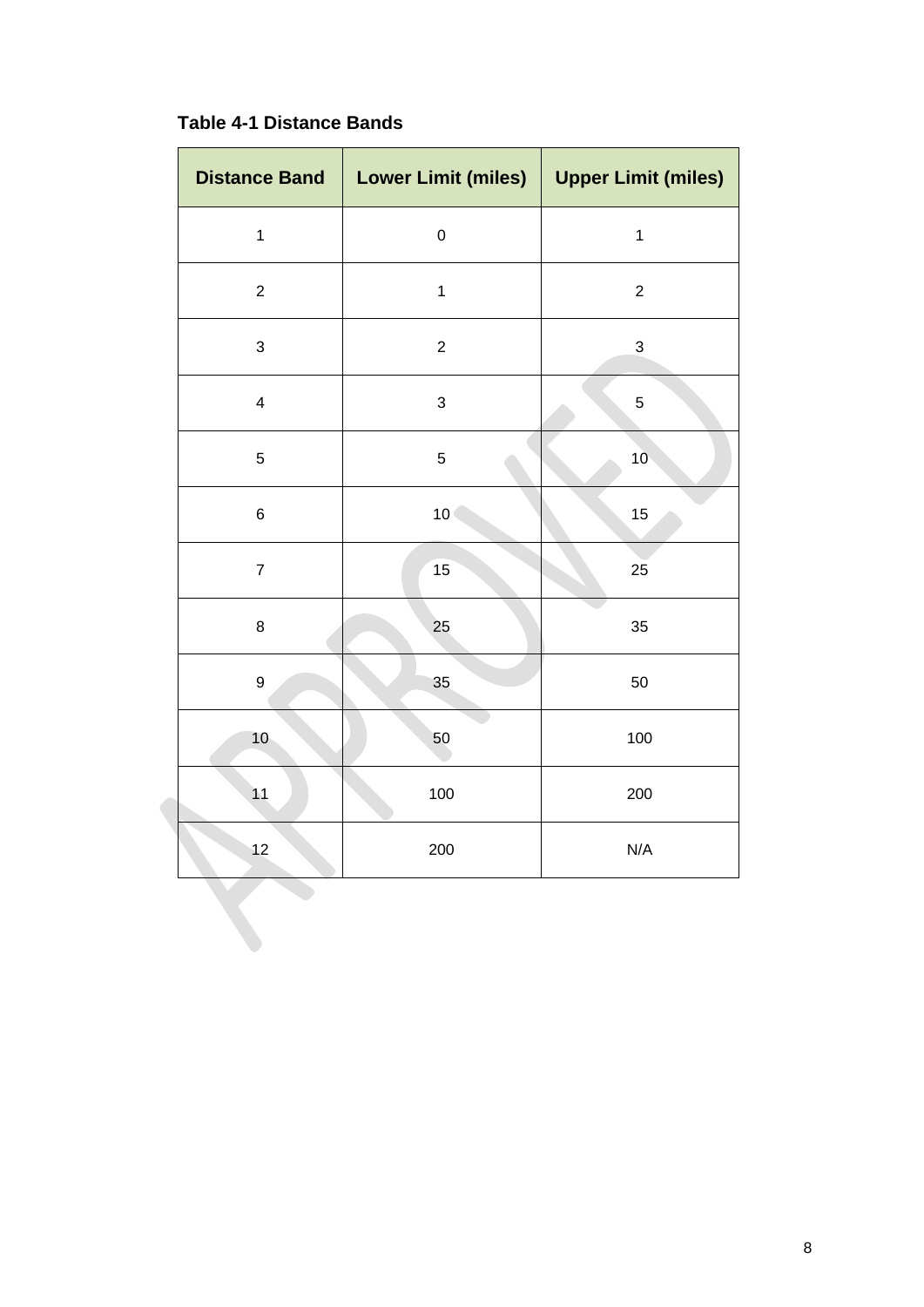**Table 4-1 Distance Bands**

| Distance Band | Lower Limit (miles) | Upper Limit (miles) |
|---|---|---|
| 1 | 0 | 1 |
| 2 | 1 | 2 |
| 3 | 2 | 3 |
| 4 | 3 | 5 |
| 5 | 5 | 10 |
| 6 | 10 | 15 |
| 7 | 15 | 25 |
| 8 | 25 | 35 |
| 9 | 35 | 50 |
| 10 | 50 | 100 |
| 11 | 100 | 200 |
| 12 | 200 | N/A |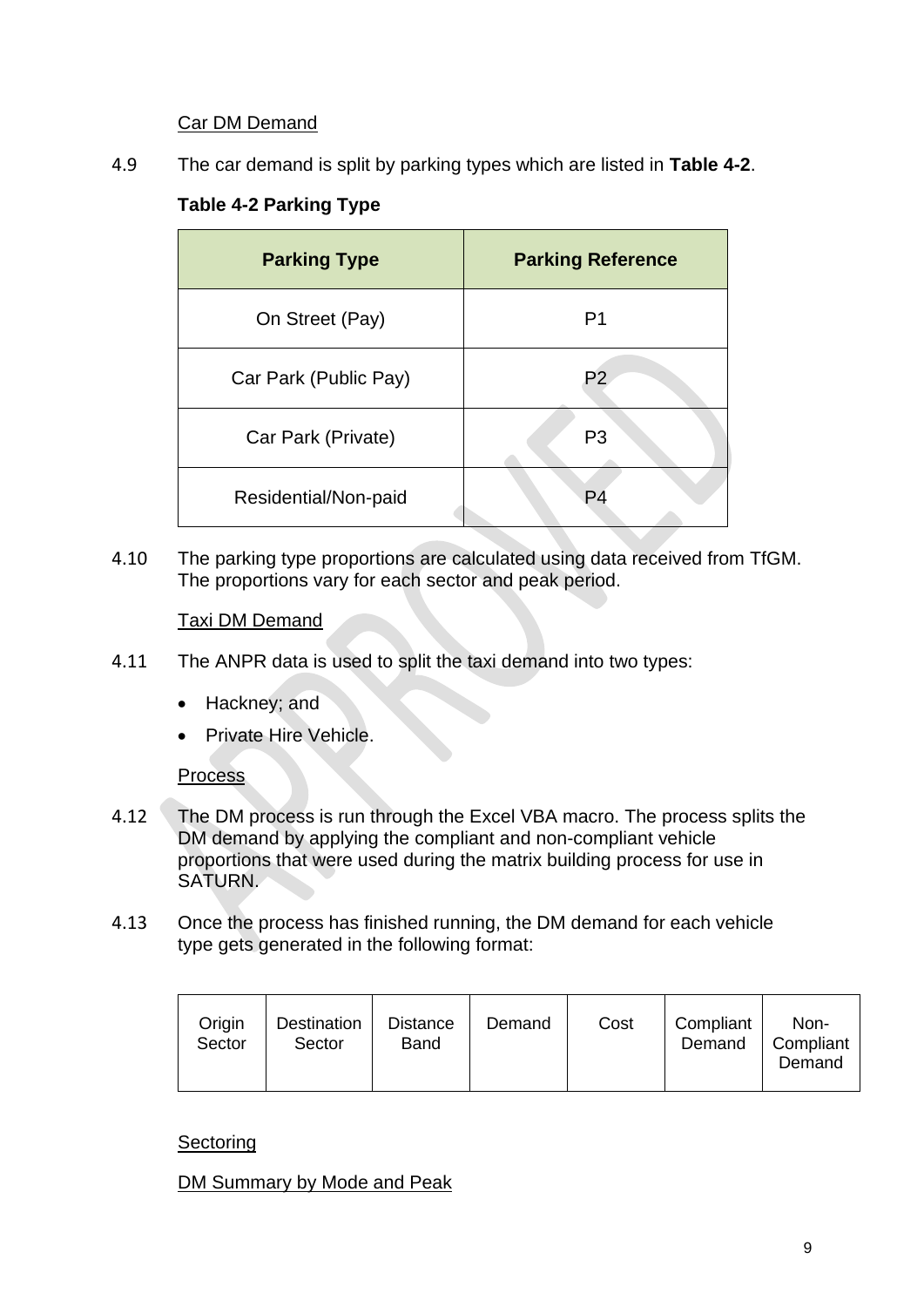Car DM Demand

4.9 The car demand is split by parking types which are listed in **Table 4-2**.

**Table 4-2 Parking Type**

| Parking Type | Parking Reference |
| --- | --- |
| On Street (Pay) | P1 |
| Car Park (Public Pay) | P2 |
| Car Park (Private) | P3 |
| Residential/Non-paid | P4 |

4.10 The parking type proportions are calculated using data received from TfGM. The proportions vary for each sector and peak period.

Taxi DM Demand

4.11 The ANPR data is used to split the taxi demand into two types:

- Hackney; and
- Private Hire Vehicle.

Process

4.12 The DM process is run through the Excel VBA macro. The process splits the DM demand by applying the compliant and non-compliant vehicle proportions that were used during the matrix building process for use in SATURN.

4.13 Once the process has finished running, the DM demand for each vehicle type gets generated in the following format:

| Origin Sector | Destination Sector | Distance Band | Demand | Cost | Compliant Demand | Non-Compliant Demand |
| --- | --- | --- | --- | --- | --- | --- |

Sectoring

DM Summary by Mode and Peak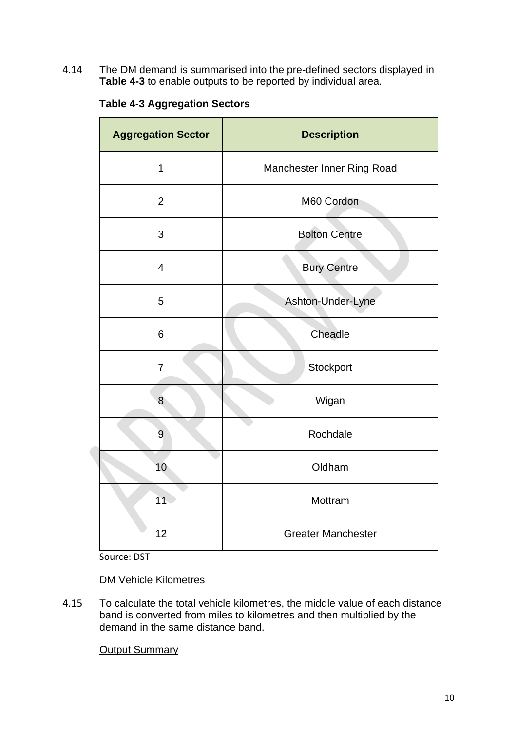4.14 The DM demand is summarised into the pre-defined sectors displayed in **Table 4-3** to enable outputs to be reported by individual area.

**Table 4-3 Aggregation Sectors**

| Aggregation Sector | Description |
|---|---|
| 1 | Manchester Inner Ring Road |
| 2 | M60 Cordon |
| 3 | Bolton Centre |
| 4 | Bury Centre |
| 5 | Ashton-Under-Lyne |
| 6 | Cheadle |
| 7 | Stockport |
| 8 | Wigan |
| 9 | Rochdale |
| 10 | Oldham |
| 11 | Mottram |
| 12 | Greater Manchester |

Source: DST

DM Vehicle Kilometres

4.15 To calculate the total vehicle kilometres, the middle value of each distance band is converted from miles to kilometres and then multiplied by the demand in the same distance band.

Output Summary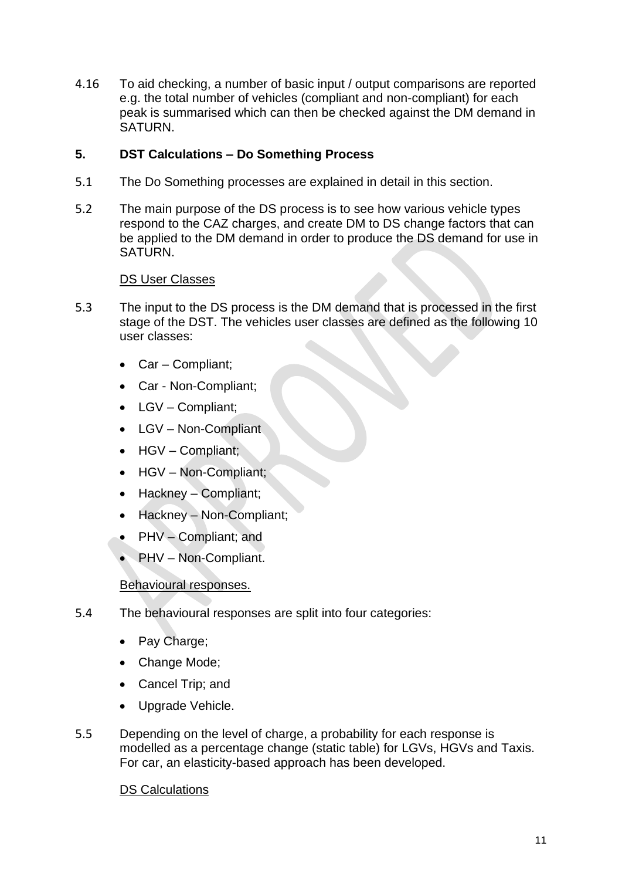4.16 To aid checking, a number of basic input / output comparisons are reported e.g. the total number of vehicles (compliant and non-compliant) for each peak is summarised which can then be checked against the DM demand in SATURN.

## 5. DST Calculations – Do Something Process

5.1 The Do Something processes are explained in detail in this section.

5.2 The main purpose of the DS process is to see how various vehicle types respond to the CAZ charges, and create DM to DS change factors that can be applied to the DM demand in order to produce the DS demand for use in SATURN.

<u>DS User Classes</u>

5.3 The input to the DS process is the DM demand that is processed in the first stage of the DST. The vehicles user classes are defined as the following 10 user classes:

- Car – Compliant;
- Car - Non-Compliant;
- LGV – Compliant;
- LGV – Non-Compliant
- HGV – Compliant;
- HGV – Non-Compliant;
- Hackney – Compliant;
- Hackney – Non-Compliant;
- PHV – Compliant; and
- PHV – Non-Compliant.

<u>Behavioural responses.</u>

5.4 The behavioural responses are split into four categories:

- Pay Charge;
- Change Mode;
- Cancel Trip; and
- Upgrade Vehicle.

5.5 Depending on the level of charge, a probability for each response is modelled as a percentage change (static table) for LGVs, HGVs and Taxis. For car, an elasticity-based approach has been developed.

<u>DS Calculations</u>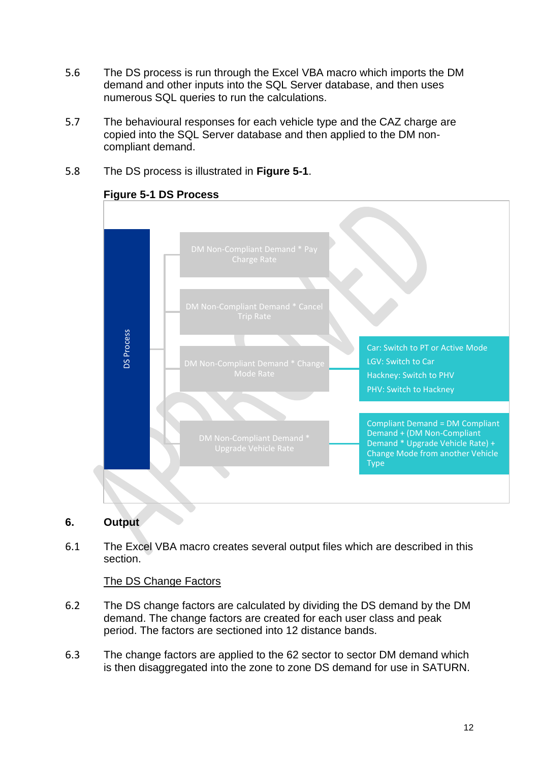5.6 The DS process is run through the Excel VBA macro which imports the DM demand and other inputs into the SQL Server database, and then uses numerous SQL queries to run the calculations.

5.7 The behavioural responses for each vehicle type and the CAZ charge are copied into the SQL Server database and then applied to the DM non-compliant demand.

5.8 The DS process is illustrated in **Figure 5-1**.

**Figure 5-1 DS Process**

DS Process

- DM Non-Compliant Demand * Pay Charge Rate
- DM Non-Compliant Demand * Cancel Trip Rate
- DM Non-Compliant Demand * Change Mode Rate
  - Car: Switch to PT or Active Mode
  - LGV: Switch to Car
  - Hackney: Switch to PHV
  - PHV: Switch to Hackney
- DM Non-Compliant Demand * Upgrade Vehicle Rate
  - Compliant Demand = DM Compliant Demand + (DM Non-Compliant Demand * Upgrade Vehicle Rate) + Change Mode from another Vehicle Type

## 6. Output

6.1 The Excel VBA macro creates several output files which are described in this section.

<u>The DS Change Factors</u>

6.2 The DS change factors are calculated by dividing the DS demand by the DM demand. The change factors are created for each user class and peak period. The factors are sectioned into 12 distance bands.

6.3 The change factors are applied to the 62 sector to sector DM demand which is then disaggregated into the zone to zone DS demand for use in SATURN.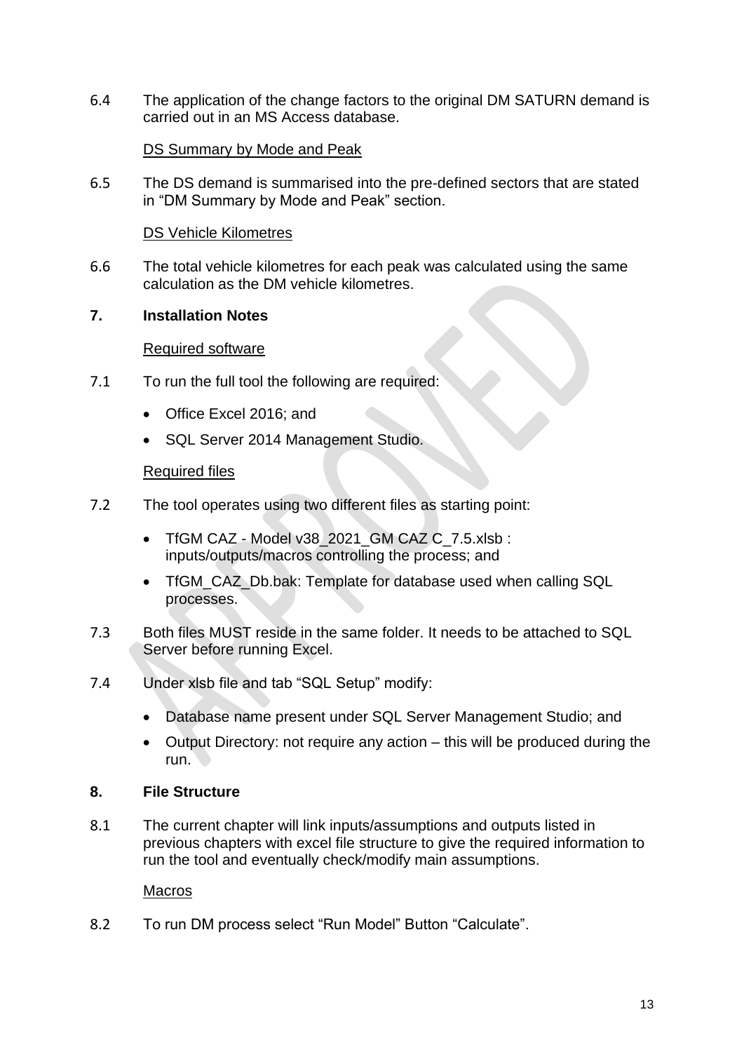6.4 The application of the change factors to the original DM SATURN demand is carried out in an MS Access database.

DS Summary by Mode and Peak

6.5 The DS demand is summarised into the pre-defined sectors that are stated in "DM Summary by Mode and Peak" section.

DS Vehicle Kilometres

6.6 The total vehicle kilometres for each peak was calculated using the same calculation as the DM vehicle kilometres.

## 7. Installation Notes

Required software

7.1 To run the full tool the following are required:

- Office Excel 2016; and
- SQL Server 2014 Management Studio.

Required files

7.2 The tool operates using two different files as starting point:

- TfGM CAZ - Model v38_2021_GM CAZ C_7.5.xlsb : inputs/outputs/macros controlling the process; and
- TfGM_CAZ_Db.bak: Template for database used when calling SQL processes.

7.3 Both files MUST reside in the same folder. It needs to be attached to SQL Server before running Excel.

7.4 Under xlsb file and tab "SQL Setup" modify:

- Database name present under SQL Server Management Studio; and
- Output Directory: not require any action – this will be produced during the run.

## 8. File Structure

8.1 The current chapter will link inputs/assumptions and outputs listed in previous chapters with excel file structure to give the required information to run the tool and eventually check/modify main assumptions.

Macros

8.2 To run DM process select "Run Model" Button "Calculate".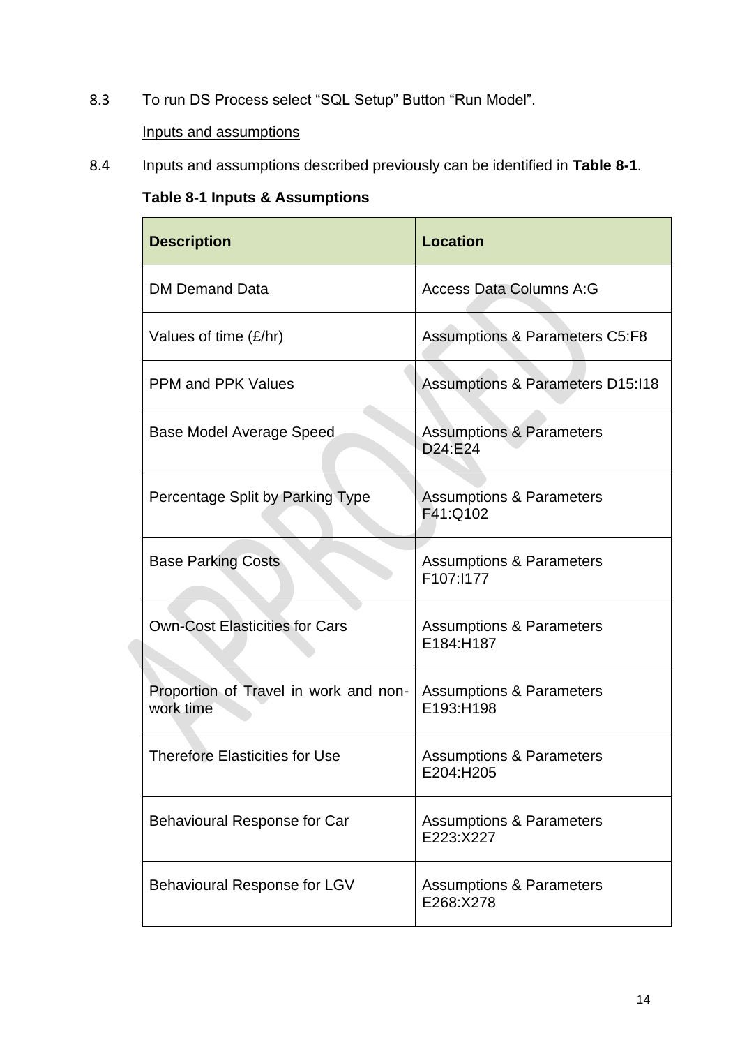8.3 To run DS Process select “SQL Setup” Button “Run Model”.

Inputs and assumptions

8.4 Inputs and assumptions described previously can be identified in **Table 8-1**.

**Table 8-1 Inputs & Assumptions**

| Description | Location |
| --- | --- |
| DM Demand Data | Access Data Columns A:G |
| Values of time (£/hr) | Assumptions & Parameters C5:F8 |
| PPM and PPK Values | Assumptions & Parameters D15:I18 |
| Base Model Average Speed | Assumptions & Parameters D24:E24 |
| Percentage Split by Parking Type | Assumptions & Parameters F41:Q102 |
| Base Parking Costs | Assumptions & Parameters F107:I177 |
| Own-Cost Elasticities for Cars | Assumptions & Parameters E184:H187 |
| Proportion of Travel in work and non-work time | Assumptions & Parameters E193:H198 |
| Therefore Elasticities for Use | Assumptions & Parameters E204:H205 |
| Behavioural Response for Car | Assumptions & Parameters E223:X227 |
| Behavioural Response for LGV | Assumptions & Parameters E268:X278 |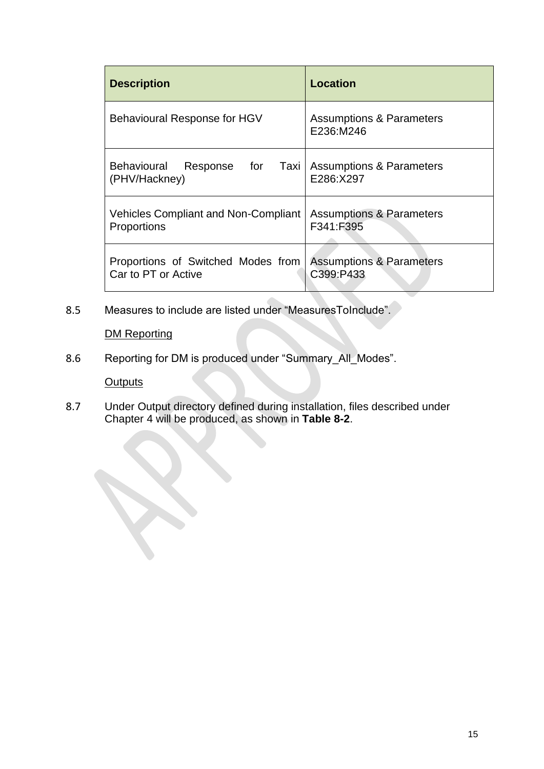| Description | Location |
|---|---|
| Behavioural Response for HGV | Assumptions & Parameters E236:M246 |
| Behavioural Response for Taxi (PHV/Hackney) | Assumptions & Parameters E286:X297 |
| Vehicles Compliant and Non-Compliant Proportions | Assumptions & Parameters F341:F395 |
| Proportions of Switched Modes from Car to PT or Active | Assumptions & Parameters C399:P433 |

8.5 Measures to include are listed under “MeasuresToInclude”.

DM Reporting

8.6 Reporting for DM is produced under “Summary_All_Modes”.

Outputs

8.7 Under Output directory defined during installation, files described under Chapter 4 will be produced, as shown in **Table 8-2**.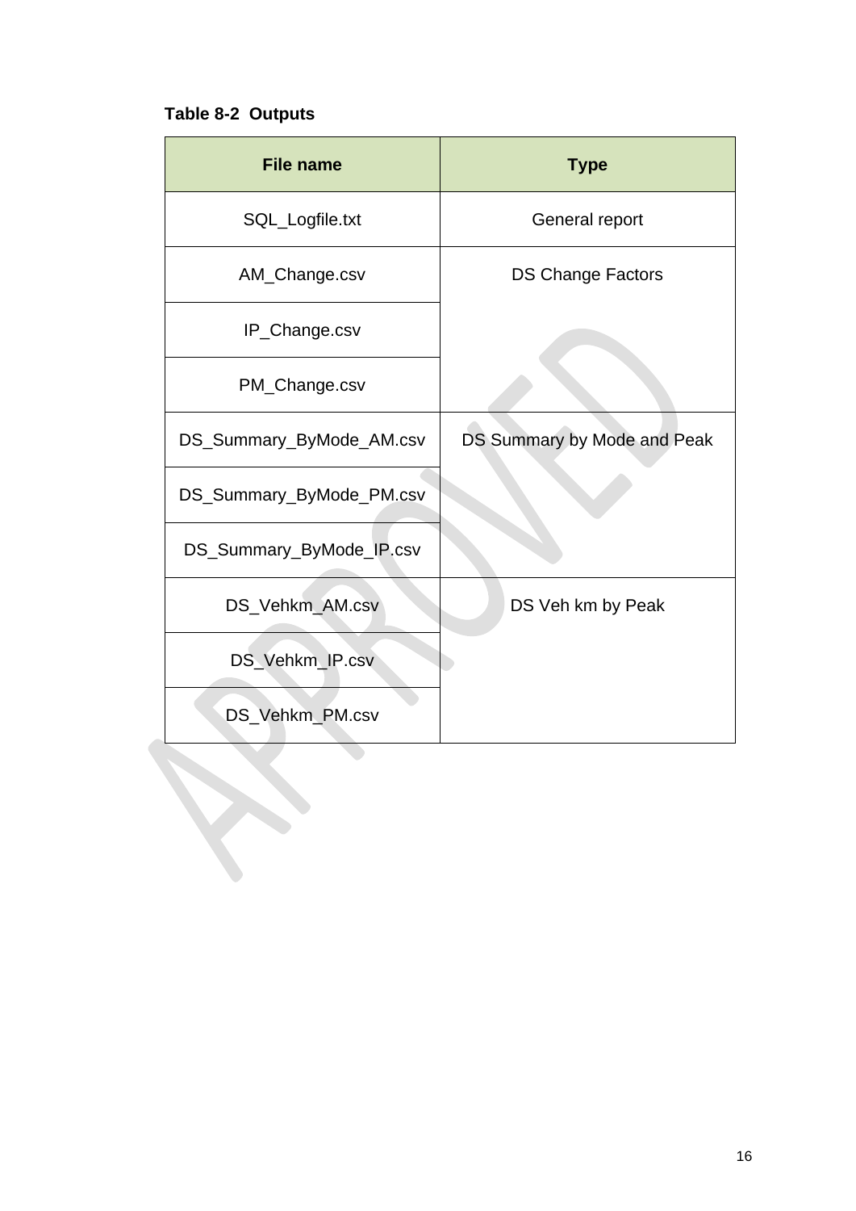**Table 8-2 Outputs**

| File name | Type |
|---|---|
| SQL_Logfile.txt | General report |
| AM_Change.csv | DS Change Factors |
| IP_Change.csv | |
| PM_Change.csv | |
| DS_Summary_ByMode_AM.csv | DS Summary by Mode and Peak |
| DS_Summary_ByMode_PM.csv | |
| DS_Summary_ByMode_IP.csv | |
| DS_Vehkm_AM.csv | DS Veh km by Peak |
| DS_Vehkm_IP.csv | |
| DS_Vehkm_PM.csv | |